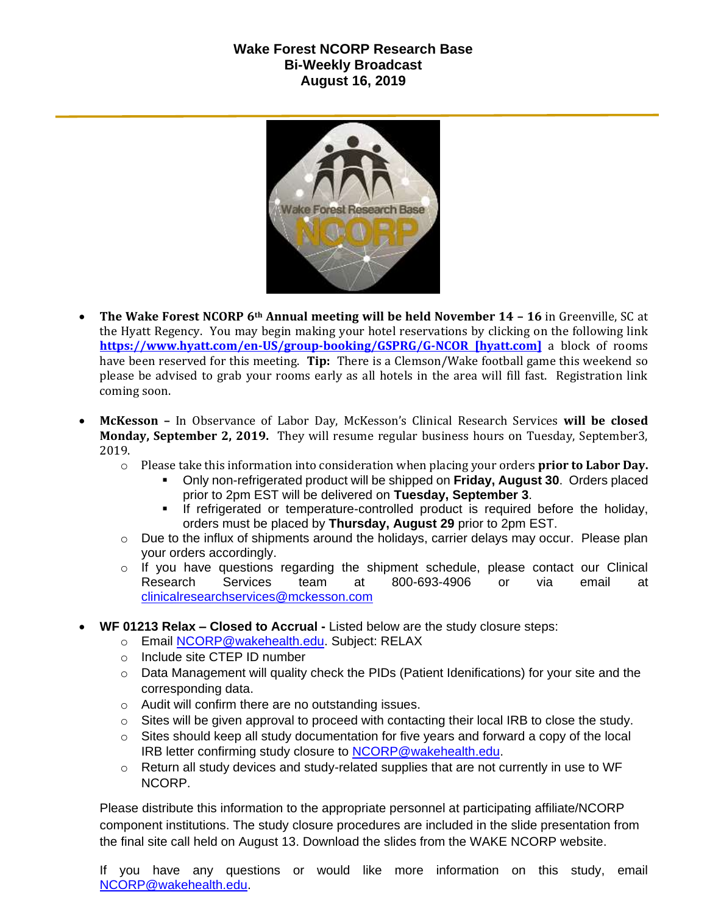**Wake Forest NCORP Research Base**
**Bi-Weekly Broadcast**
**August 16, 2019**

- **The Wake Forest NCORP 6th Annual meeting will be held November 14 – 16** in Greenville, SC at the Hyatt Regency. You may begin making your hotel reservations by clicking on the following link **https://www.hyatt.com/en-US/group-booking/GSPRG/G-NCOR [hyatt.com]** a block of rooms have been reserved for this meeting. **Tip:** There is a Clemson/Wake football game this weekend so please be advised to grab your rooms early as all hotels in the area will fill fast. Registration link coming soon.

- **McKesson –** In Observance of Labor Day, McKesson's Clinical Research Services **will be closed Monday, September 2, 2019.** They will resume regular business hours on Tuesday, September3, 2019.
  - Please take this information into consideration when placing your orders **prior to Labor Day.**
    - Only non-refrigerated product will be shipped on **Friday, August 30**. Orders placed prior to 2pm EST will be delivered on **Tuesday, September 3**.
    - If refrigerated or temperature-controlled product is required before the holiday, orders must be placed by **Thursday, August 29** prior to 2pm EST.
  - Due to the influx of shipments around the holidays, carrier delays may occur. Please plan your orders accordingly.
  - If you have questions regarding the shipment schedule, please contact our Clinical Research Services team at 800-693-4906 or via email at clinicalresearchservices@mckesson.com

- **WF 01213 Relax – Closed to Accrual -** Listed below are the study closure steps:
  - Email NCORP@wakehealth.edu. Subject: RELAX
  - Include site CTEP ID number
  - Data Management will quality check the PIDs (Patient Idenifications) for your site and the corresponding data.
  - Audit will confirm there are no outstanding issues.
  - Sites will be given approval to proceed with contacting their local IRB to close the study.
  - Sites should keep all study documentation for five years and forward a copy of the local IRB letter confirming study closure to NCORP@wakehealth.edu.
  - Return all study devices and study-related supplies that are not currently in use to WF NCORP.

Please distribute this information to the appropriate personnel at participating affiliate/NCORP component institutions. The study closure procedures are included in the slide presentation from the final site call held on August 13. Download the slides from the WAKE NCORP website.

If you have any questions or would like more information on this study, email NCORP@wakehealth.edu.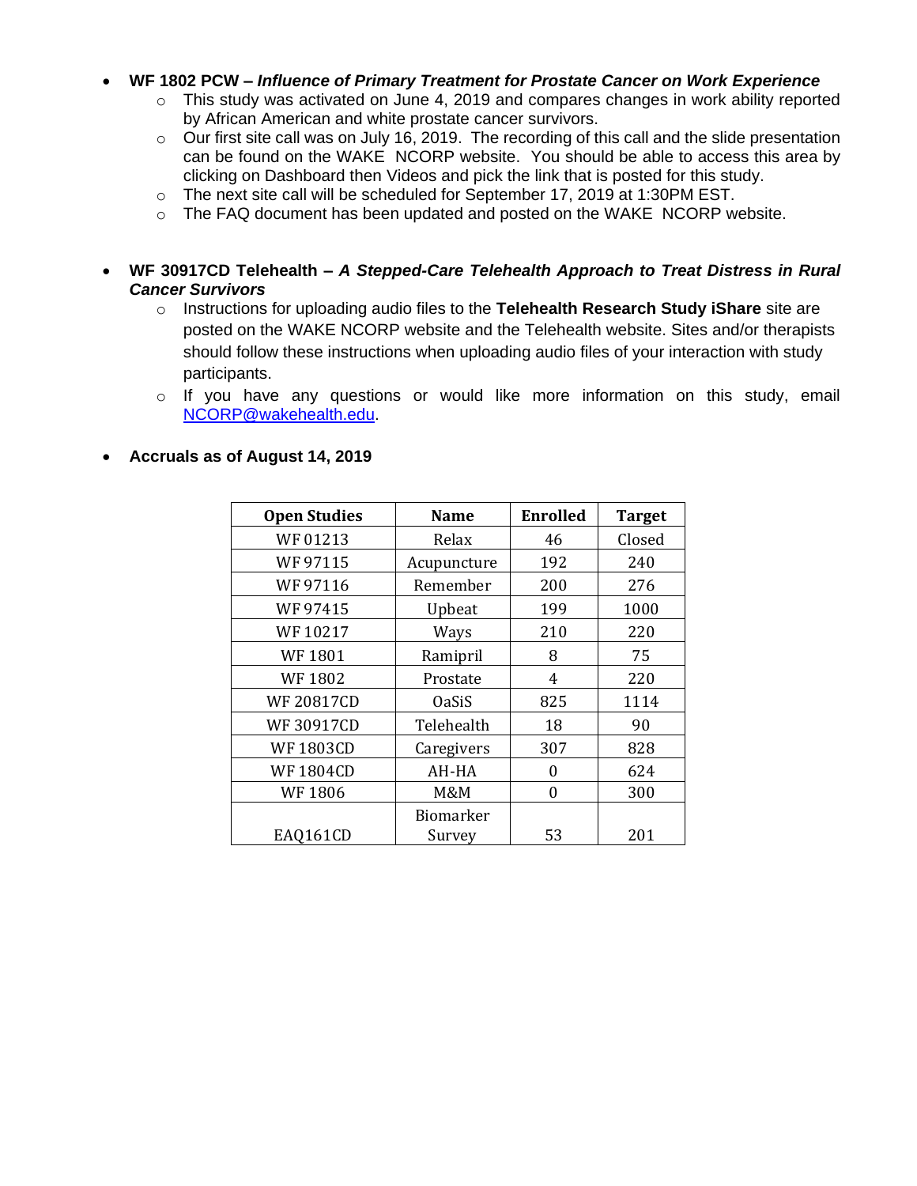- **WF 1802 PCW –** ***Influence of Primary Treatment for Prostate Cancer on Work Experience***
  - This study was activated on June 4, 2019 and compares changes in work ability reported by African American and white prostate cancer survivors.
  - Our first site call was on July 16, 2019. The recording of this call and the slide presentation can be found on the WAKE NCORP website. You should be able to access this area by clicking on Dashboard then Videos and pick the link that is posted for this study.
  - The next site call will be scheduled for September 17, 2019 at 1:30PM EST.
  - The FAQ document has been updated and posted on the WAKE NCORP website.

- **WF 30917CD Telehealth –** ***A Stepped-Care Telehealth Approach to Treat Distress in Rural Cancer Survivors***
  - Instructions for uploading audio files to the **Telehealth Research Study iShare** site are posted on the WAKE NCORP website and the Telehealth website. Sites and/or therapists should follow these instructions when uploading audio files of your interaction with study participants.
  - If you have any questions or would like more information on this study, email NCORP@wakehealth.edu.

- **Accruals as of August 14, 2019**

| Open Studies | Name | Enrolled | Target |
|---|---|---|---|
| WF 01213 | Relax | 46 | Closed |
| WF 97115 | Acupuncture | 192 | 240 |
| WF 97116 | Remember | 200 | 276 |
| WF 97415 | Upbeat | 199 | 1000 |
| WF 10217 | Ways | 210 | 220 |
| WF 1801 | Ramipril | 8 | 75 |
| WF 1802 | Prostate | 4 | 220 |
| WF 20817CD | OaSiS | 825 | 1114 |
| WF 30917CD | Telehealth | 18 | 90 |
| WF 1803CD | Caregivers | 307 | 828 |
| WF 1804CD | AH-HA | 0 | 624 |
| WF 1806 | M&M | 0 | 300 |
| EAQ161CD | Biomarker Survey | 53 | 201 |